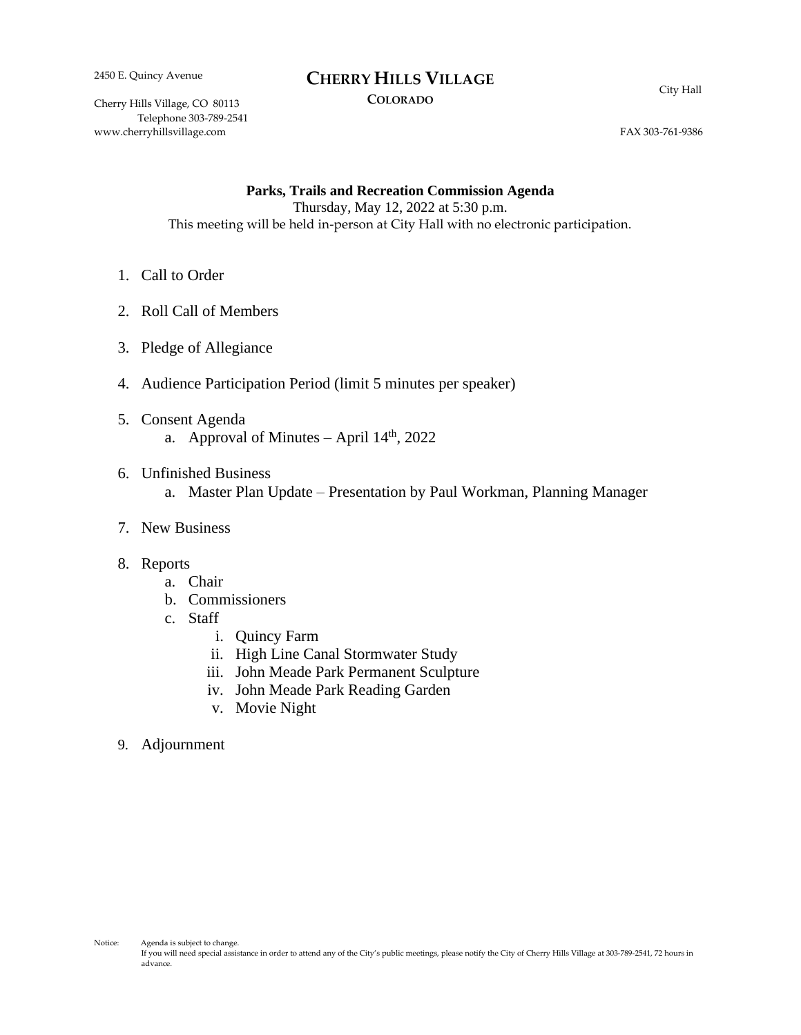2450 E. Quincy Avenue

Cherry Hills Village, CO 80113
Telephone 303-789-2541
www.cherryhillsvillage.com

# CHERRY HILLS VILLAGE

**COLORADO**

City Hall

FAX 303-761-9386

## Parks, Trails and Recreation Commission Agenda

Thursday, May 12, 2022 at 5:30 p.m.
This meeting will be held in-person at City Hall with no electronic participation.

1. Call to Order
2. Roll Call of Members
3. Pledge of Allegiance
4. Audience Participation Period (limit 5 minutes per speaker)
5. Consent Agenda
   a. Approval of Minutes – April 14th, 2022
6. Unfinished Business
   a. Master Plan Update – Presentation by Paul Workman, Planning Manager
7. New Business
8. Reports
   a. Chair
   b. Commissioners
   c. Staff
      i. Quincy Farm
      ii. High Line Canal Stormwater Study
      iii. John Meade Park Permanent Sculpture
      iv. John Meade Park Reading Garden
      v. Movie Night
9. Adjournment

Notice: Agenda is subject to change.
If you will need special assistance in order to attend any of the City's public meetings, please notify the City of Cherry Hills Village at 303-789-2541, 72 hours in advance.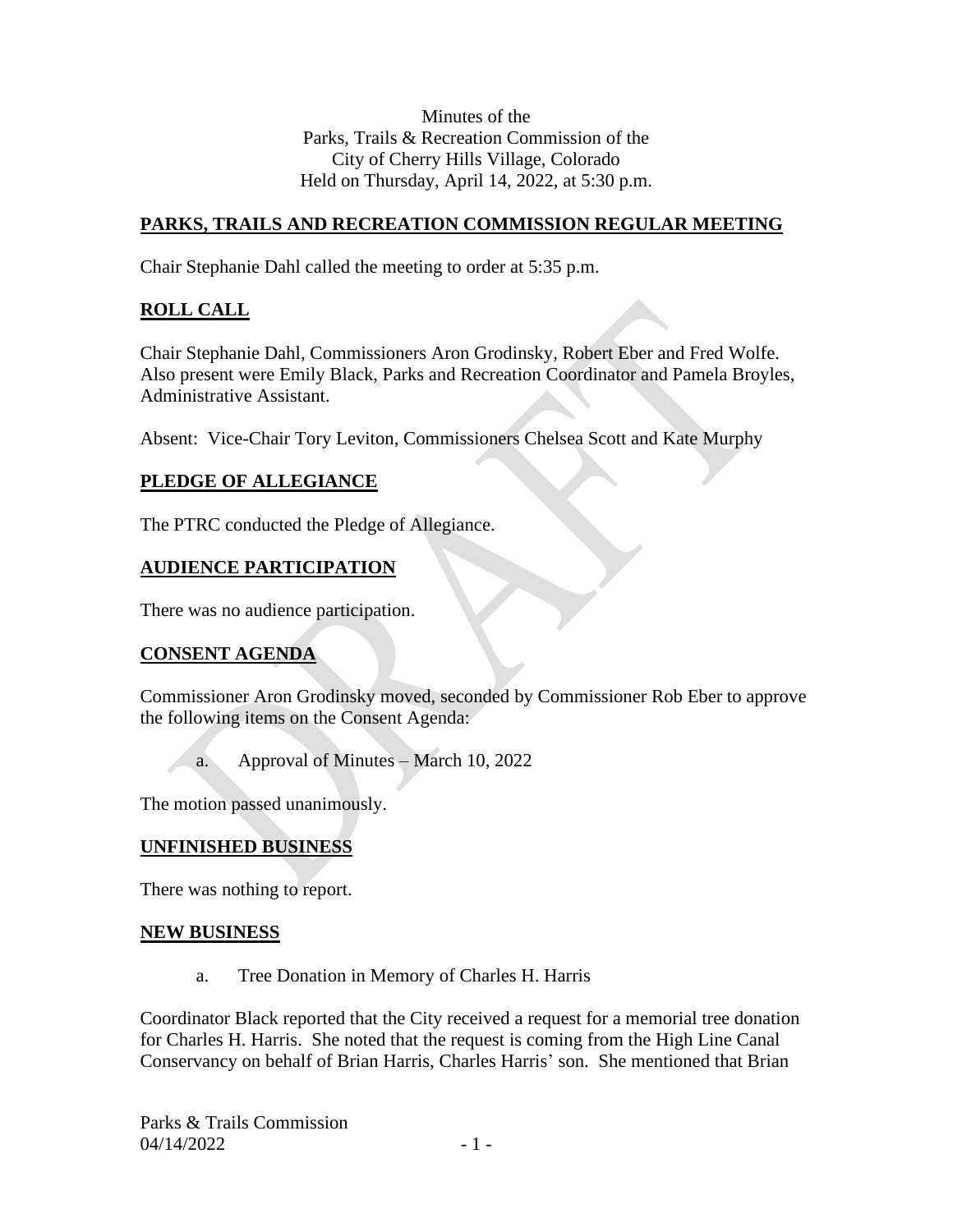Minutes of the
Parks, Trails & Recreation Commission of the
City of Cherry Hills Village, Colorado
Held on Thursday, April 14, 2022, at 5:30 p.m.

## PARKS, TRAILS AND RECREATION COMMISSION REGULAR MEETING

Chair Stephanie Dahl called the meeting to order at 5:35 p.m.

## ROLL CALL

Chair Stephanie Dahl, Commissioners Aron Grodinsky, Robert Eber and Fred Wolfe. Also present were Emily Black, Parks and Recreation Coordinator and Pamela Broyles, Administrative Assistant.

Absent: Vice-Chair Tory Leviton, Commissioners Chelsea Scott and Kate Murphy

## PLEDGE OF ALLEGIANCE

The PTRC conducted the Pledge of Allegiance.

## AUDIENCE PARTICIPATION

There was no audience participation.

## CONSENT AGENDA

Commissioner Aron Grodinsky moved, seconded by Commissioner Rob Eber to approve the following items on the Consent Agenda:

a. Approval of Minutes – March 10, 2022

The motion passed unanimously.

## UNFINISHED BUSINESS

There was nothing to report.

## NEW BUSINESS

a. Tree Donation in Memory of Charles H. Harris

Coordinator Black reported that the City received a request for a memorial tree donation for Charles H. Harris. She noted that the request is coming from the High Line Canal Conservancy on behalf of Brian Harris, Charles Harris' son. She mentioned that Brian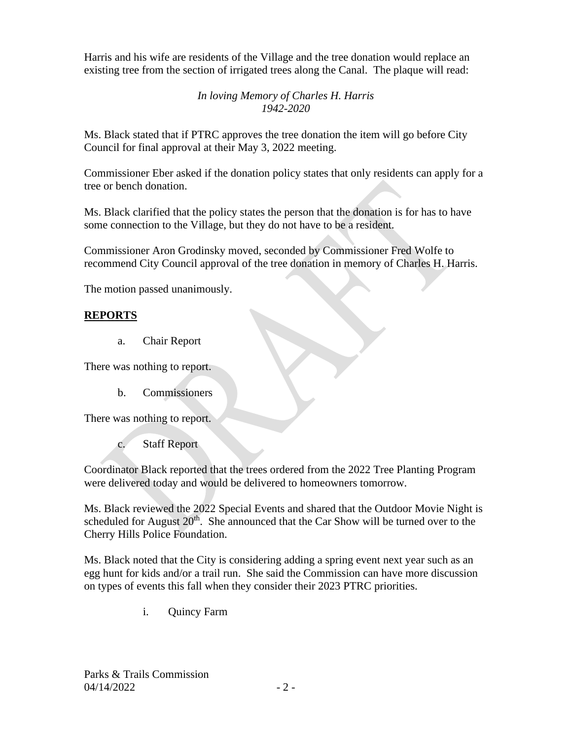Harris and his wife are residents of the Village and the tree donation would replace an existing tree from the section of irrigated trees along the Canal. The plaque will read:

*In loving Memory of Charles H. Harris*
*1942-2020*

Ms. Black stated that if PTRC approves the tree donation the item will go before City Council for final approval at their May 3, 2022 meeting.

Commissioner Eber asked if the donation policy states that only residents can apply for a tree or bench donation.

Ms. Black clarified that the policy states the person that the donation is for has to have some connection to the Village, but they do not have to be a resident.

Commissioner Aron Grodinsky moved, seconded by Commissioner Fred Wolfe to recommend City Council approval of the tree donation in memory of Charles H. Harris.

The motion passed unanimously.

## REPORTS

a. Chair Report

There was nothing to report.

b. Commissioners

There was nothing to report.

c. Staff Report

Coordinator Black reported that the trees ordered from the 2022 Tree Planting Program were delivered today and would be delivered to homeowners tomorrow.

Ms. Black reviewed the 2022 Special Events and shared that the Outdoor Movie Night is scheduled for August 20th. She announced that the Car Show will be turned over to the Cherry Hills Police Foundation.

Ms. Black noted that the City is considering adding a spring event next year such as an egg hunt for kids and/or a trail run. She said the Commission can have more discussion on types of events this fall when they consider their 2023 PTRC priorities.

i. Quincy Farm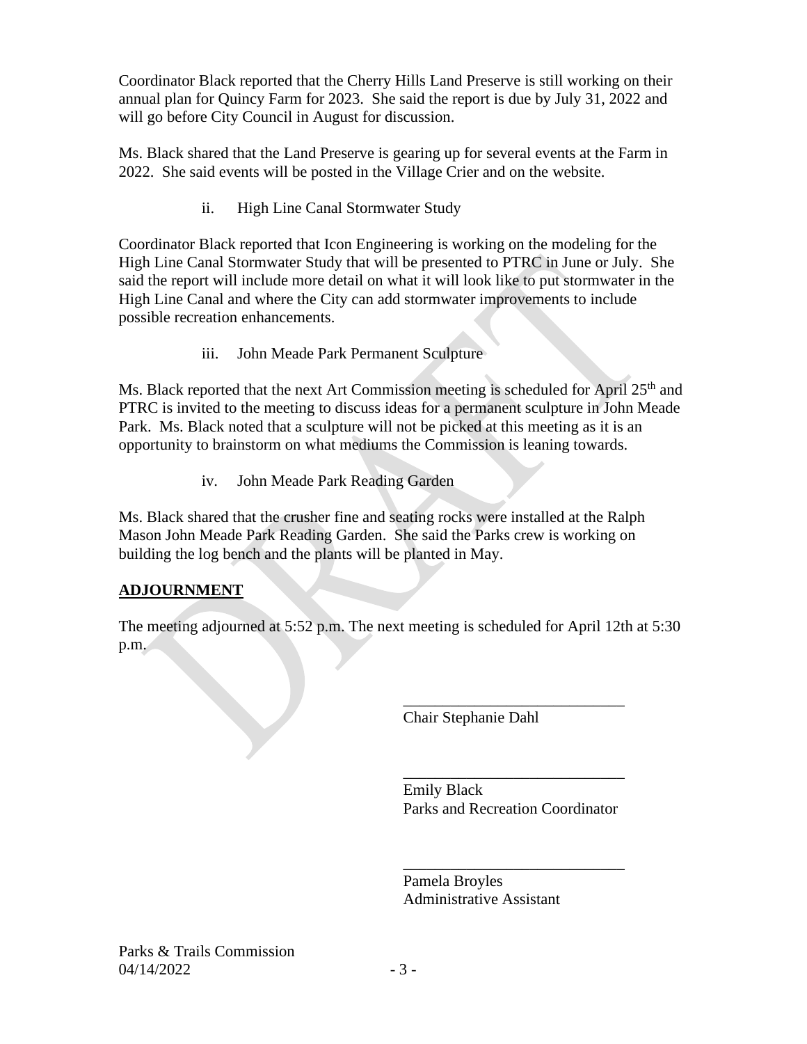Coordinator Black reported that the Cherry Hills Land Preserve is still working on their annual plan for Quincy Farm for 2023. She said the report is due by July 31, 2022 and will go before City Council in August for discussion.

Ms. Black shared that the Land Preserve is gearing up for several events at the Farm in 2022. She said events will be posted in the Village Crier and on the website.

ii. High Line Canal Stormwater Study

Coordinator Black reported that Icon Engineering is working on the modeling for the High Line Canal Stormwater Study that will be presented to PTRC in June or July. She said the report will include more detail on what it will look like to put stormwater in the High Line Canal and where the City can add stormwater improvements to include possible recreation enhancements.

iii. John Meade Park Permanent Sculpture

Ms. Black reported that the next Art Commission meeting is scheduled for April 25th and PTRC is invited to the meeting to discuss ideas for a permanent sculpture in John Meade Park. Ms. Black noted that a sculpture will not be picked at this meeting as it is an opportunity to brainstorm on what mediums the Commission is leaning towards.

iv. John Meade Park Reading Garden

Ms. Black shared that the crusher fine and seating rocks were installed at the Ralph Mason John Meade Park Reading Garden. She said the Parks crew is working on building the log bench and the plants will be planted in May.

## ADJOURNMENT

The meeting adjourned at 5:52 p.m. The next meeting is scheduled for April 12th at 5:30 p.m.

\_\_\_\_\_\_\_\_\_\_\_\_\_\_\_\_\_\_\_\_\_\_\_\_\_\_\_\_
Chair Stephanie Dahl

\_\_\_\_\_\_\_\_\_\_\_\_\_\_\_\_\_\_\_\_\_\_\_\_\_\_\_\_
Emily Black
Parks and Recreation Coordinator

\_\_\_\_\_\_\_\_\_\_\_\_\_\_\_\_\_\_\_\_\_\_\_\_\_\_\_\_
Pamela Broyles
Administrative Assistant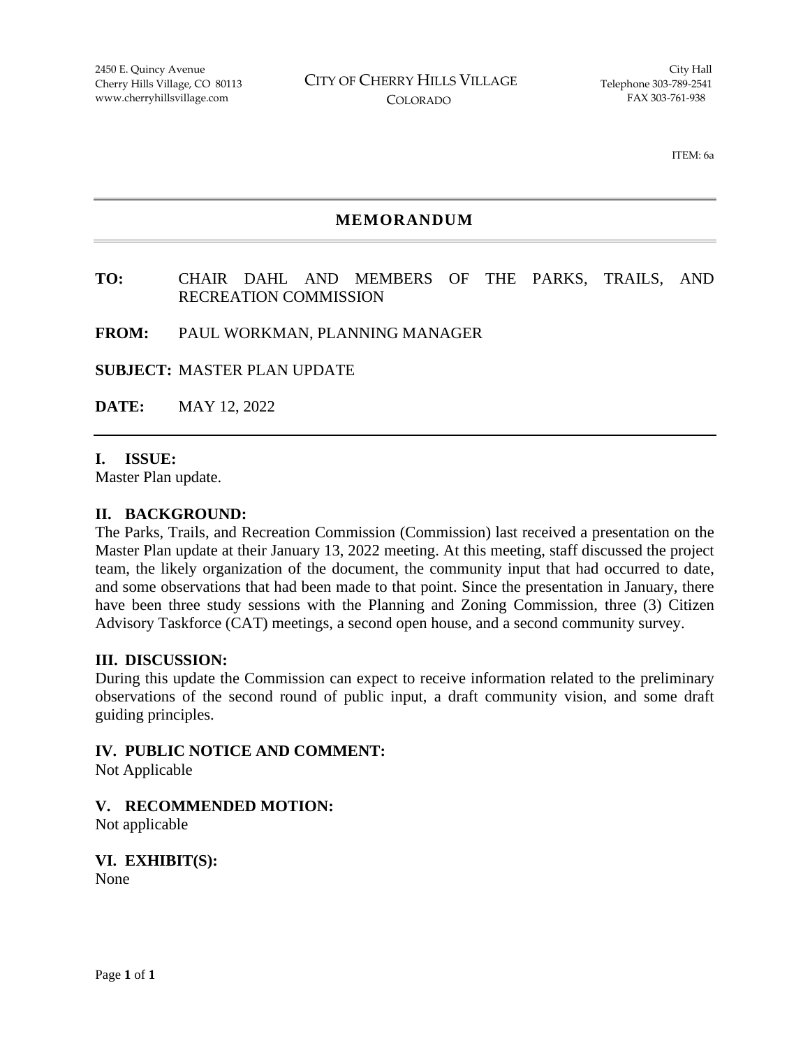2450 E. Quincy Avenue
Cherry Hills Village, CO 80113
www.cherryhillsvillage.com

CITY OF CHERRY HILLS VILLAGE
COLORADO

City Hall
Telephone 303-789-2541
FAX 303-761-938

ITEM: 6a

# MEMORANDUM

**TO:** CHAIR DAHL AND MEMBERS OF THE PARKS, TRAILS, AND RECREATION COMMISSION

**FROM:** PAUL WORKMAN, PLANNING MANAGER

**SUBJECT:** MASTER PLAN UPDATE

**DATE:** MAY 12, 2022

## I. ISSUE:

Master Plan update.

## II. BACKGROUND:

The Parks, Trails, and Recreation Commission (Commission) last received a presentation on the Master Plan update at their January 13, 2022 meeting. At this meeting, staff discussed the project team, the likely organization of the document, the community input that had occurred to date, and some observations that had been made to that point. Since the presentation in January, there have been three study sessions with the Planning and Zoning Commission, three (3) Citizen Advisory Taskforce (CAT) meetings, a second open house, and a second community survey.

## III. DISCUSSION:

During this update the Commission can expect to receive information related to the preliminary observations of the second round of public input, a draft community vision, and some draft guiding principles.

## IV. PUBLIC NOTICE AND COMMENT:

Not Applicable

## V. RECOMMENDED MOTION:

Not applicable

## VI. EXHIBIT(S):

None